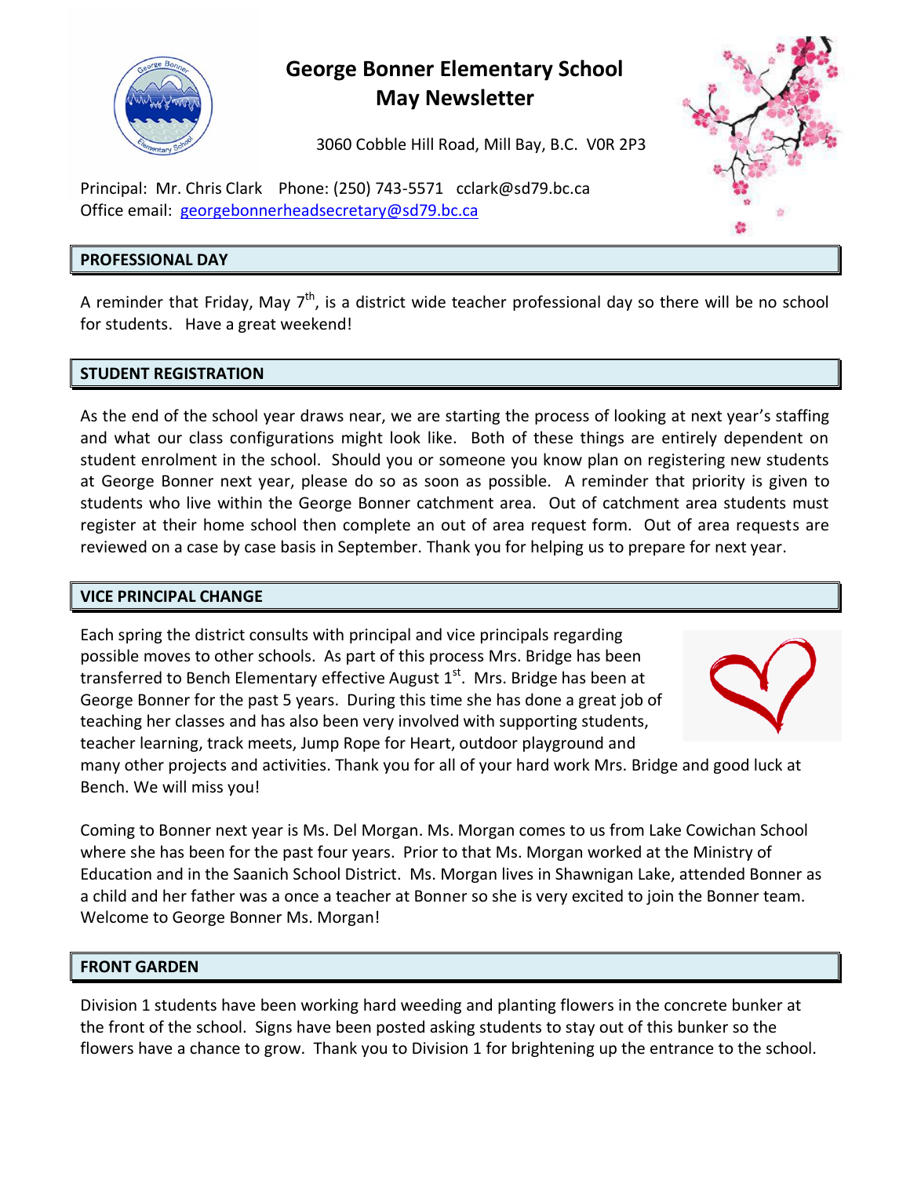# George Bonner Elementary School
## May Newsletter

3060 Cobble Hill Road, Mill Bay, B.C. V0R 2P3

Principal: Mr. Chris Clark Phone: (250) 743-5571 cclark@sd79.bc.ca
Office email: georgebonnerheadsecretary@sd79.bc.ca

### PROFESSIONAL DAY

A reminder that Friday, May 7th, is a district wide teacher professional day so there will be no school for students. Have a great weekend!

### STUDENT REGISTRATION

As the end of the school year draws near, we are starting the process of looking at next year's staffing and what our class configurations might look like. Both of these things are entirely dependent on student enrolment in the school. Should you or someone you know plan on registering new students at George Bonner next year, please do so as soon as possible. A reminder that priority is given to students who live within the George Bonner catchment area. Out of catchment area students must register at their home school then complete an out of area request form. Out of area requests are reviewed on a case by case basis in September. Thank you for helping us to prepare for next year.

### VICE PRINCIPAL CHANGE

Each spring the district consults with principal and vice principals regarding possible moves to other schools. As part of this process Mrs. Bridge has been transferred to Bench Elementary effective August 1st. Mrs. Bridge has been at George Bonner for the past 5 years. During this time she has done a great job of teaching her classes and has also been very involved with supporting students, teacher learning, track meets, Jump Rope for Heart, outdoor playground and many other projects and activities. Thank you for all of your hard work Mrs. Bridge and good luck at Bench. We will miss you!

Coming to Bonner next year is Ms. Del Morgan. Ms. Morgan comes to us from Lake Cowichan School where she has been for the past four years. Prior to that Ms. Morgan worked at the Ministry of Education and in the Saanich School District. Ms. Morgan lives in Shawnigan Lake, attended Bonner as a child and her father was a once a teacher at Bonner so she is very excited to join the Bonner team. Welcome to George Bonner Ms. Morgan!

### FRONT GARDEN

Division 1 students have been working hard weeding and planting flowers in the concrete bunker at the front of the school. Signs have been posted asking students to stay out of this bunker so the flowers have a chance to grow. Thank you to Division 1 for brightening up the entrance to the school.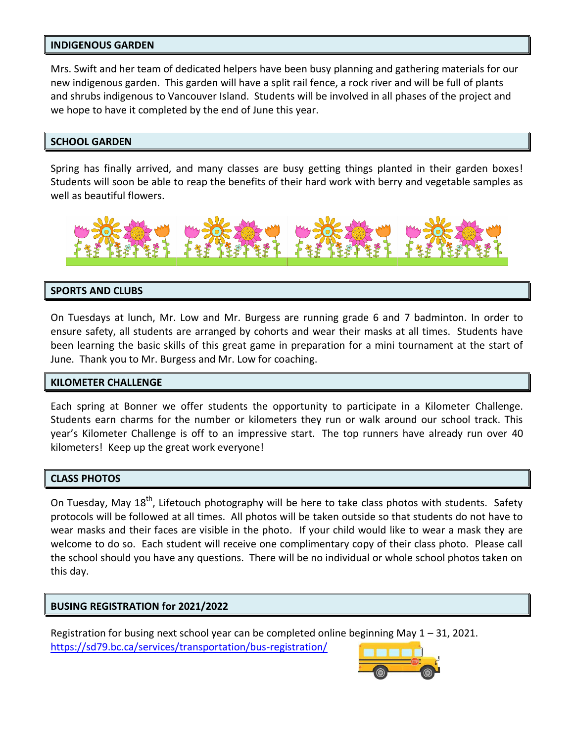## INDIGENOUS GARDEN

Mrs. Swift and her team of dedicated helpers have been busy planning and gathering materials for our new indigenous garden. This garden will have a split rail fence, a rock river and will be full of plants and shrubs indigenous to Vancouver Island. Students will be involved in all phases of the project and we hope to have it completed by the end of June this year.

## SCHOOL GARDEN

Spring has finally arrived, and many classes are busy getting things planted in their garden boxes! Students will soon be able to reap the benefits of their hard work with berry and vegetable samples as well as beautiful flowers.

## SPORTS AND CLUBS

On Tuesdays at lunch, Mr. Low and Mr. Burgess are running grade 6 and 7 badminton. In order to ensure safety, all students are arranged by cohorts and wear their masks at all times. Students have been learning the basic skills of this great game in preparation for a mini tournament at the start of June. Thank you to Mr. Burgess and Mr. Low for coaching.

## KILOMETER CHALLENGE

Each spring at Bonner we offer students the opportunity to participate in a Kilometer Challenge. Students earn charms for the number or kilometers they run or walk around our school track. This year's Kilometer Challenge is off to an impressive start. The top runners have already run over 40 kilometers! Keep up the great work everyone!

## CLASS PHOTOS

On Tuesday, May 18th, Lifetouch photography will be here to take class photos with students. Safety protocols will be followed at all times. All photos will be taken outside so that students do not have to wear masks and their faces are visible in the photo. If your child would like to wear a mask they are welcome to do so. Each student will receive one complimentary copy of their class photo. Please call the school should you have any questions. There will be no individual or whole school photos taken on this day.

## BUSING REGISTRATION for 2021/2022

Registration for busing next school year can be completed online beginning May 1 – 31, 2021.
https://sd79.bc.ca/services/transportation/bus-registration/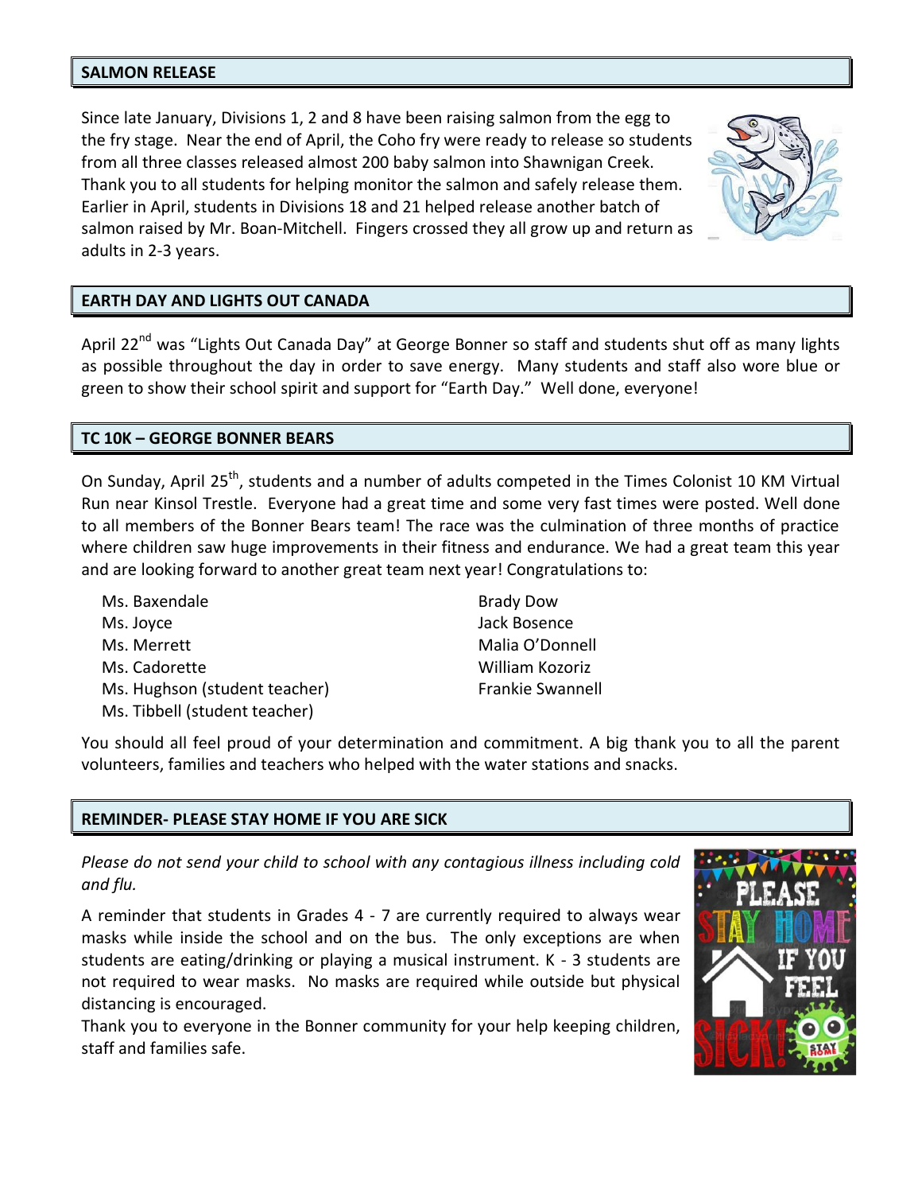## SALMON RELEASE

Since late January, Divisions 1, 2 and 8 have been raising salmon from the egg to the fry stage. Near the end of April, the Coho fry were ready to release so students from all three classes released almost 200 baby salmon into Shawnigan Creek. Thank you to all students for helping monitor the salmon and safely release them. Earlier in April, students in Divisions 18 and 21 helped release another batch of salmon raised by Mr. Boan-Mitchell. Fingers crossed they all grow up and return as adults in 2-3 years.

## EARTH DAY AND LIGHTS OUT CANADA

April 22nd was "Lights Out Canada Day" at George Bonner so staff and students shut off as many lights as possible throughout the day in order to save energy. Many students and staff also wore blue or green to show their school spirit and support for "Earth Day." Well done, everyone!

## TC 10K – GEORGE BONNER BEARS

On Sunday, April 25th, students and a number of adults competed in the Times Colonist 10 KM Virtual Run near Kinsol Trestle. Everyone had a great time and some very fast times were posted. Well done to all members of the Bonner Bears team! The race was the culmination of three months of practice where children saw huge improvements in their fitness and endurance. We had a great team this year and are looking forward to another great team next year! Congratulations to:

- Ms. Baxendale
- Ms. Joyce
- Ms. Merrett
- Ms. Cadorette
- Ms. Hughson (student teacher)
- Ms. Tibbell (student teacher)
- Brady Dow
- Jack Bosence
- Malia O'Donnell
- William Kozoriz
- Frankie Swannell

You should all feel proud of your determination and commitment. A big thank you to all the parent volunteers, families and teachers who helped with the water stations and snacks.

## REMINDER- PLEASE STAY HOME IF YOU ARE SICK

*Please do not send your child to school with any contagious illness including cold and flu.*

A reminder that students in Grades 4 - 7 are currently required to always wear masks while inside the school and on the bus. The only exceptions are when students are eating/drinking or playing a musical instrument. K - 3 students are not required to wear masks. No masks are required while outside but physical distancing is encouraged.

Thank you to everyone in the Bonner community for your help keeping children, staff and families safe.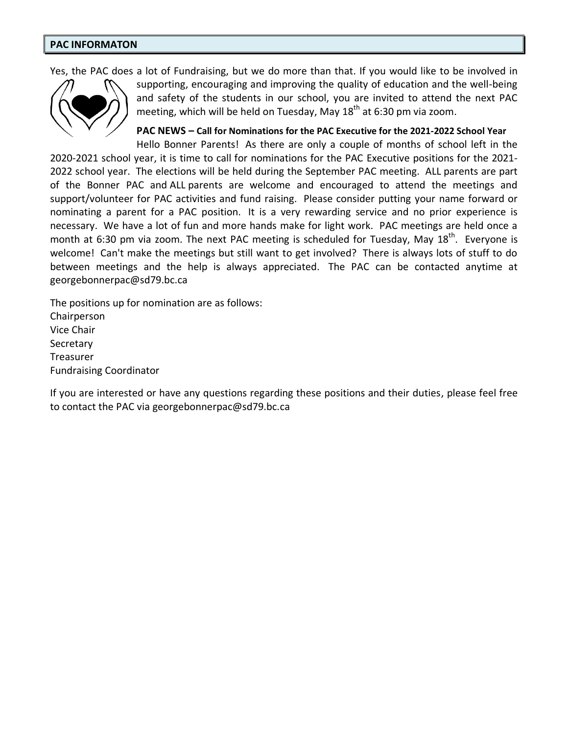## PAC INFORMATON

Yes, the PAC does a lot of Fundraising, but we do more than that. If you would like to be involved in supporting, encouraging and improving the quality of education and the well-being and safety of the students in our school, you are invited to attend the next PAC meeting, which will be held on Tuesday, May 18th at 6:30 pm via zoom.

**PAC NEWS – Call for Nominations for the PAC Executive for the 2021-2022 School Year**

Hello Bonner Parents! As there are only a couple of months of school left in the 2020-2021 school year, it is time to call for nominations for the PAC Executive positions for the 2021-2022 school year. The elections will be held during the September PAC meeting. ALL parents are part of the Bonner PAC and ALL parents are welcome and encouraged to attend the meetings and support/volunteer for PAC activities and fund raising. Please consider putting your name forward or nominating a parent for a PAC position. It is a very rewarding service and no prior experience is necessary. We have a lot of fun and more hands make for light work. PAC meetings are held once a month at 6:30 pm via zoom. The next PAC meeting is scheduled for Tuesday, May 18th. Everyone is welcome! Can't make the meetings but still want to get involved? There is always lots of stuff to do between meetings and the help is always appreciated. The PAC can be contacted anytime at georgebonnerpac@sd79.bc.ca

The positions up for nomination are as follows:
Chairperson
Vice Chair
Secretary
Treasurer
Fundraising Coordinator

If you are interested or have any questions regarding these positions and their duties, please feel free to contact the PAC via georgebonnerpac@sd79.bc.ca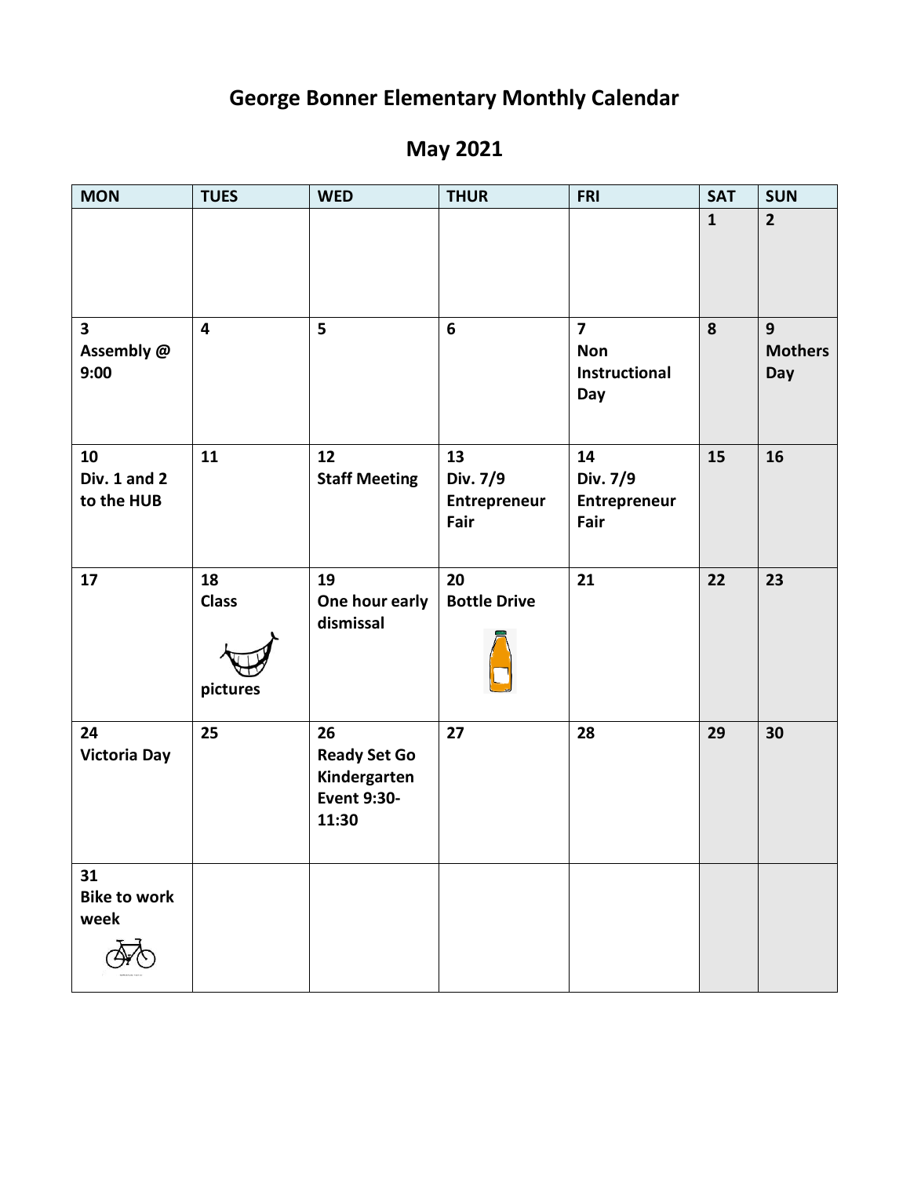# George Bonner Elementary Monthly Calendar

## May 2021

| MON | TUES | WED | THUR | FRI | SAT | SUN |
|---|---|---|---|---|---|---|
| | | | | | 1 | 2 |
| 3 Assembly @ 9:00 | 4 | 5 | 6 | 7 Non Instructional Day | 8 | 9 Mothers Day |
| 10 Div. 1 and 2 to the HUB | 11 | 12 Staff Meeting | 13 Div. 7/9 Entrepreneur Fair | 14 Div. 7/9 Entrepreneur Fair | 15 | 16 |
| 17 | 18 Class pictures | 19 One hour early dismissal | 20 Bottle Drive | 21 | 22 | 23 |
| 24 Victoria Day | 25 | 26 Ready Set Go Kindergarten Event 9:30-11:30 | 27 | 28 | 29 | 30 |
| 31 Bike to work week | | | | | | |